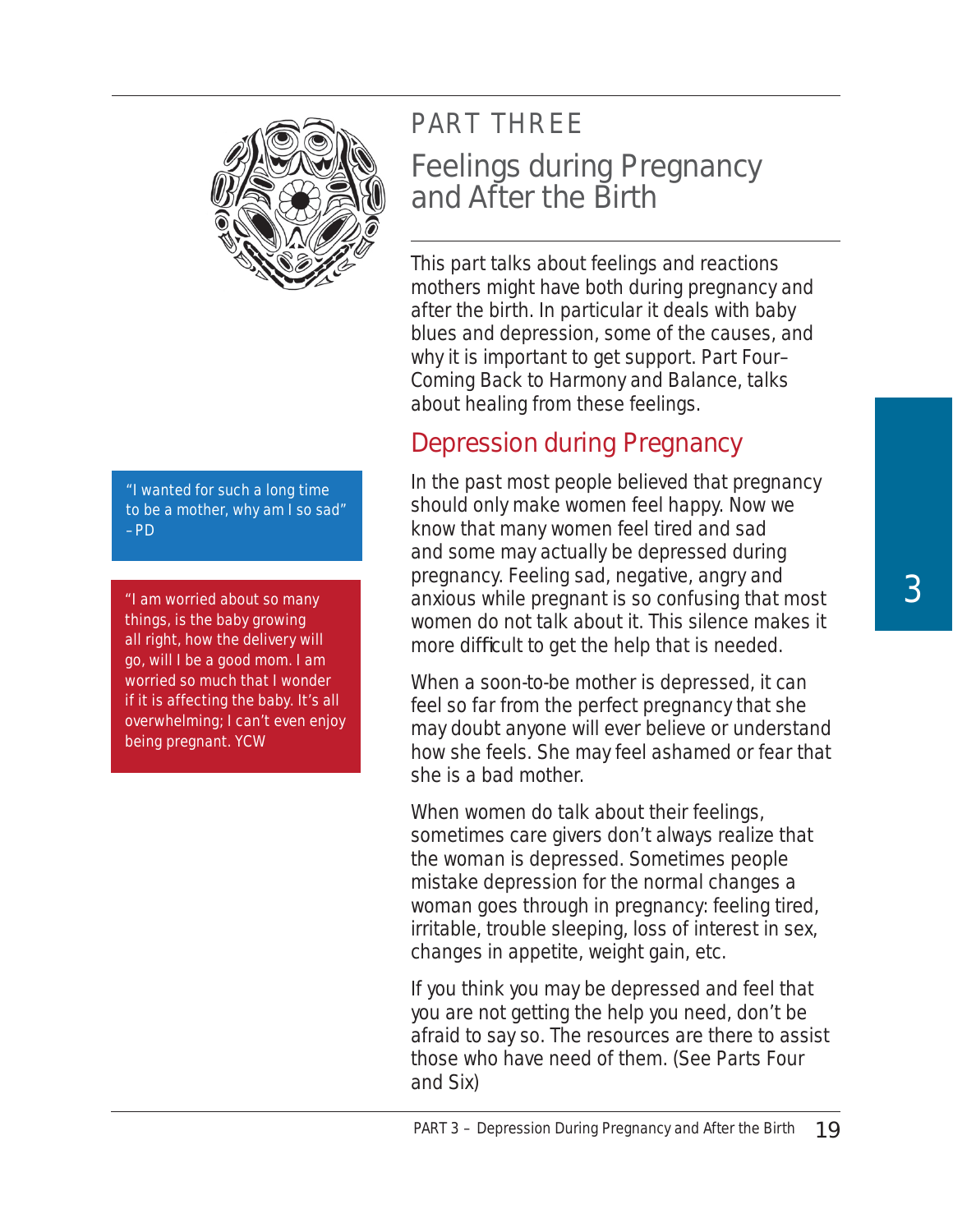# PART THREE

## Feelings during Pregnancy and After the Birth

This part talks about feelings and reactions mothers might have both during pregnancy and after the birth. In particular it deals with baby blues and depression, some of the causes, and why it is important to get support. Part Four–Coming Back to Harmony and Balance, talks about healing from these feelings.

### Depression during Pregnancy

"I wanted for such a long time to be a mother, why am I so sad" –PD

"I am worried about so many things, is the baby growing all right, how the delivery will go, will I be a good mom. I am worried so much that I wonder if it is affecting the baby. It's all overwhelming; I can't even enjoy being pregnant. YCW

In the past most people believed that pregnancy should only make women feel happy. Now we know that many women feel tired and sad and some may actually be depressed during pregnancy. Feeling sad, negative, angry and anxious while pregnant is so confusing that most women do not talk about it. This silence makes it more difficult to get the help that is needed.

When a soon-to-be mother is depressed, it can feel so far from the perfect pregnancy that she may doubt anyone will ever believe or understand how she feels. She may feel ashamed or fear that she is a bad mother.

When women do talk about their feelings, sometimes care givers don't always realize that the woman is depressed. Sometimes people mistake depression for the normal changes a woman goes through in pregnancy: feeling tired, irritable, trouble sleeping, loss of interest in sex, changes in appetite, weight gain, etc.

If you think you may be depressed and feel that you are not getting the help you need, don't be afraid to say so. The resources are there to assist those who have need of them. (See Parts Four and Six)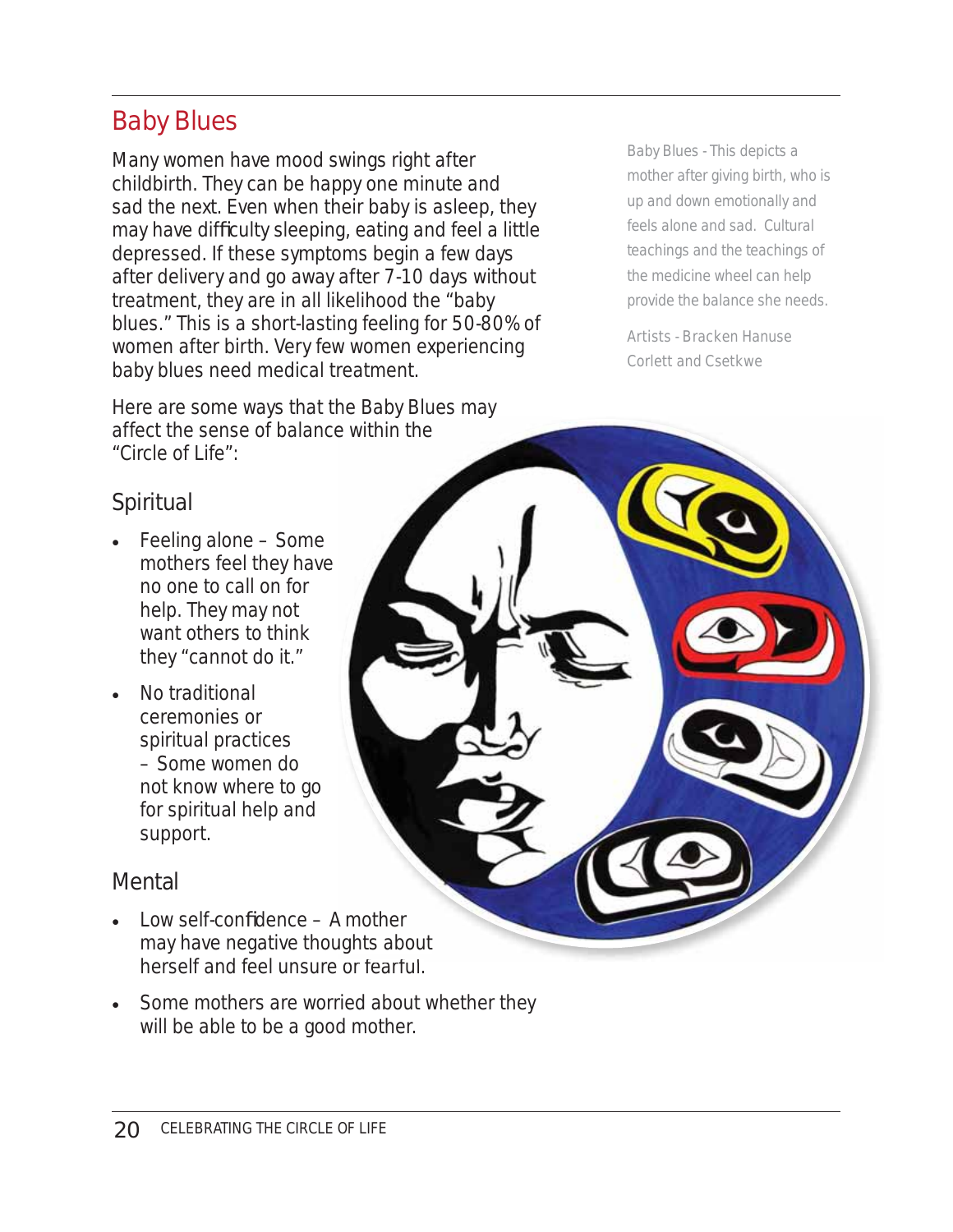## Baby Blues

Many women have mood swings right after childbirth. They can be happy one minute and sad the next. Even when their baby is asleep, they may have difficulty sleeping, eating and feel a little depressed. If these symptoms begin a few days after delivery and go away after 7-10 days without treatment, they are in all likelihood the "baby blues." This is a short-lasting feeling for 50-80% of women after birth. Very few women experiencing baby blues need medical treatment.

Baby Blues - This depicts a mother after giving birth, who is up and down emotionally and feels alone and sad. Cultural teachings and the teachings of the medicine wheel can help provide the balance she needs.

Artists - Bracken Hanuse Corlett and Csetkwe

Here are some ways that the Baby Blues may affect the sense of balance within the "Circle of Life":

### Spiritual

- Feeling alone – Some mothers feel they have no one to call on for help. They may not want others to think they "cannot do it."
- No traditional ceremonies or spiritual practices – Some women do not know where to go for spiritual help and support.

### Mental

- Low self-confidence – A mother may have negative thoughts about herself and feel unsure or fearful.
- Some mothers are worried about whether they will be able to be a good mother.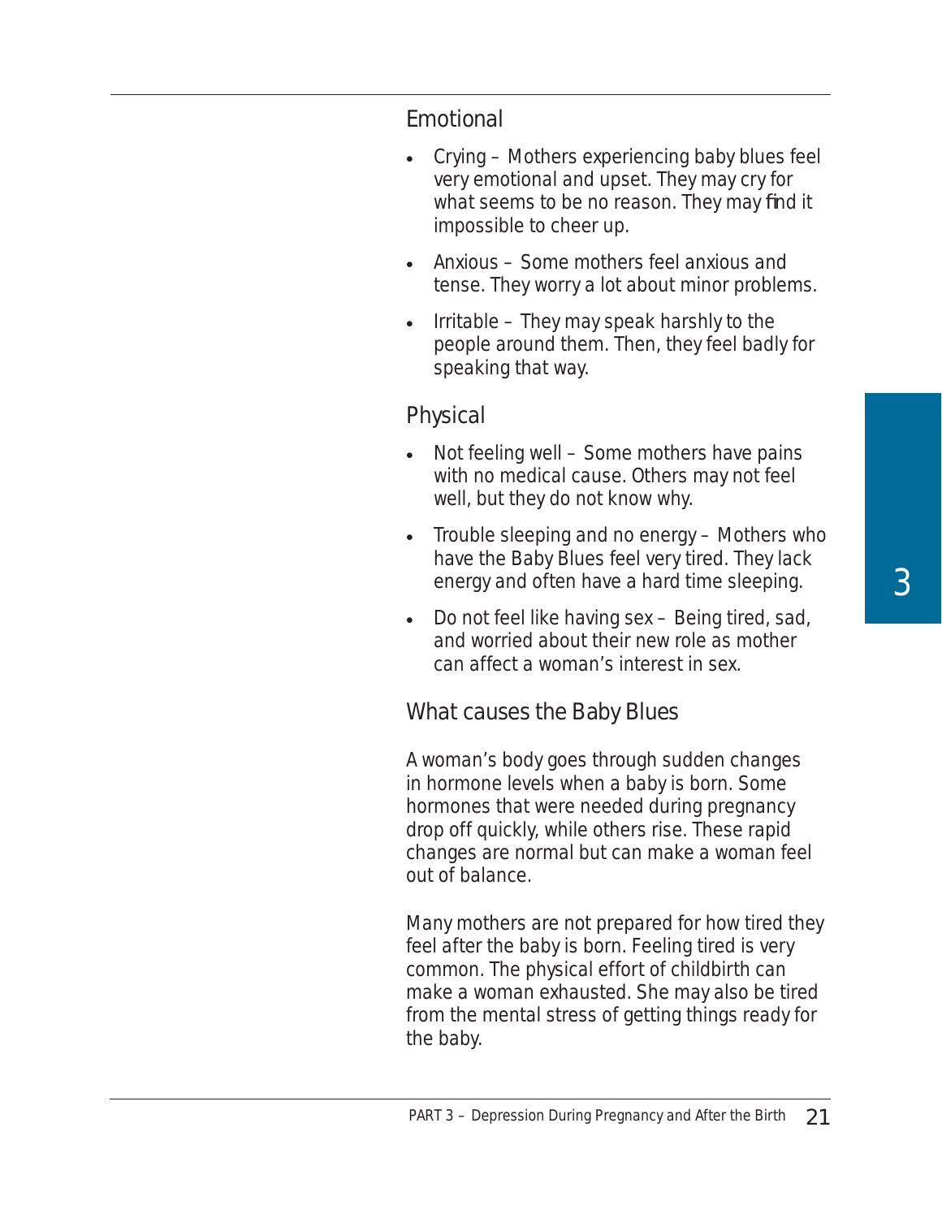### Emotional

- Crying – Mothers experiencing baby blues feel very emotional and upset. They may cry for what seems to be no reason. They may find it impossible to cheer up.
- Anxious – Some mothers feel anxious and tense. They worry a lot about minor problems.
- Irritable – They may speak harshly to the people around them. Then, they feel badly for speaking that way.

### Physical

- Not feeling well – Some mothers have pains with no medical cause. Others may not feel well, but they do not know why.
- Trouble sleeping and no energy – Mothers who have the Baby Blues feel very tired. They lack energy and often have a hard time sleeping.
- Do not feel like having sex – Being tired, sad, and worried about their new role as mother can affect a woman's interest in sex.

### What causes the Baby Blues

A woman's body goes through sudden changes in hormone levels when a baby is born. Some hormones that were needed during pregnancy drop off quickly, while others rise. These rapid changes are normal but can make a woman feel out of balance.

Many mothers are not prepared for how tired they feel after the baby is born. Feeling tired is very common. The physical effort of childbirth can make a woman exhausted. She may also be tired from the mental stress of getting things ready for the baby.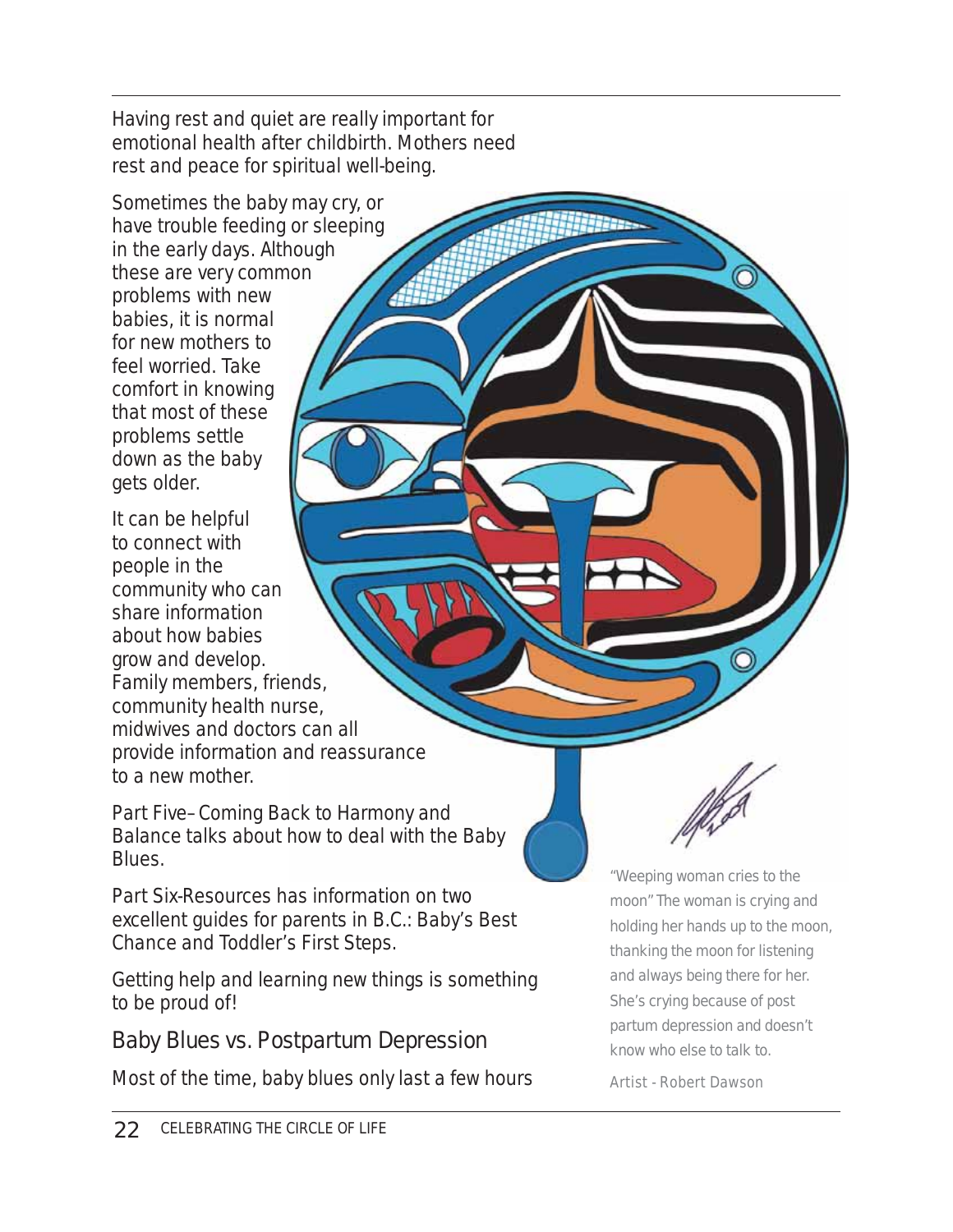Having rest and quiet are really important for emotional health after childbirth. Mothers need rest and peace for spiritual well-being.

Sometimes the baby may cry, or have trouble feeding or sleeping in the early days. Although these are very common problems with new babies, it is normal for new mothers to feel worried. Take comfort in knowing that most of these problems settle down as the baby gets older.

It can be helpful to connect with people in the community who can share information about how babies grow and develop. Family members, friends, community health nurse, midwives and doctors can all provide information and reassurance to a new mother.

Part Five– Coming Back to Harmony and Balance talks about how to deal with the Baby Blues.

Part Six-Resources has information on two excellent guides for parents in B.C.: Baby's Best Chance and Toddler's First Steps.

Getting help and learning new things is something to be proud of!

"Weeping woman cries to the moon" The woman is crying and holding her hands up to the moon, thanking the moon for listening and always being there for her. She's crying because of post partum depression and doesn't know who else to talk to.

Artist - Robert Dawson

## Baby Blues vs. Postpartum Depression

Most of the time, baby blues only last a few hours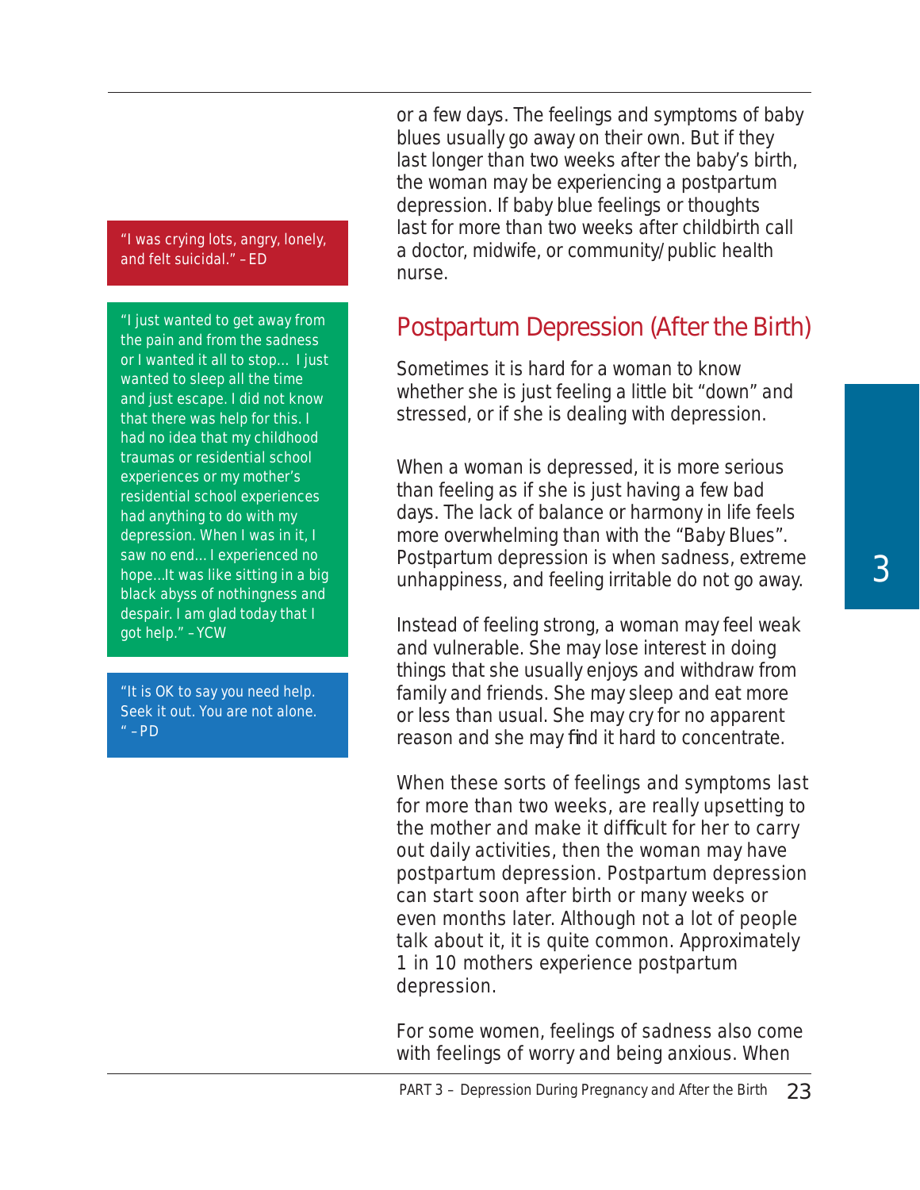or a few days. The feelings and symptoms of baby blues usually go away on their own. But if they last longer than two weeks after the baby's birth, the woman may be experiencing a postpartum depression. If baby blue feelings or thoughts last for more than two weeks after childbirth call a doctor, midwife, or community/public health nurse.

"I was crying lots, angry, lonely, and felt suicidal." – ED

"I just wanted to get away from the pain and from the sadness or I wanted it all to stop… I just wanted to sleep all the time and just escape. I did not know that there was help for this. I had no idea that my childhood traumas or residential school experiences or my mother's residential school experiences had anything to do with my depression. When I was in it, I saw no end… I experienced no hope…It was like sitting in a big black abyss of nothingness and despair. I am glad today that I got help." – YCW

"It is OK to say you need help. Seek it out. You are not alone. " – PD

## Postpartum Depression (After the Birth)

Sometimes it is hard for a woman to know whether she is just feeling a little bit "down" and stressed, or if she is dealing with depression.

When a woman is depressed, it is more serious than feeling as if she is just having a few bad days. The lack of balance or harmony in life feels more overwhelming than with the "Baby Blues". Postpartum depression is when sadness, extreme unhappiness, and feeling irritable do not go away.

Instead of feeling strong, a woman may feel weak and vulnerable. She may lose interest in doing things that she usually enjoys and withdraw from family and friends. She may sleep and eat more or less than usual. She may cry for no apparent reason and she may find it hard to concentrate.

When these sorts of feelings and symptoms last for more than two weeks, are really upsetting to the mother and make it difficult for her to carry out daily activities, then the woman may have postpartum depression. Postpartum depression can start soon after birth or many weeks or even months later. Although not a lot of people talk about it, it is quite common. Approximately 1 in 10 mothers experience postpartum depression.

For some women, feelings of sadness also come with feelings of worry and being anxious. When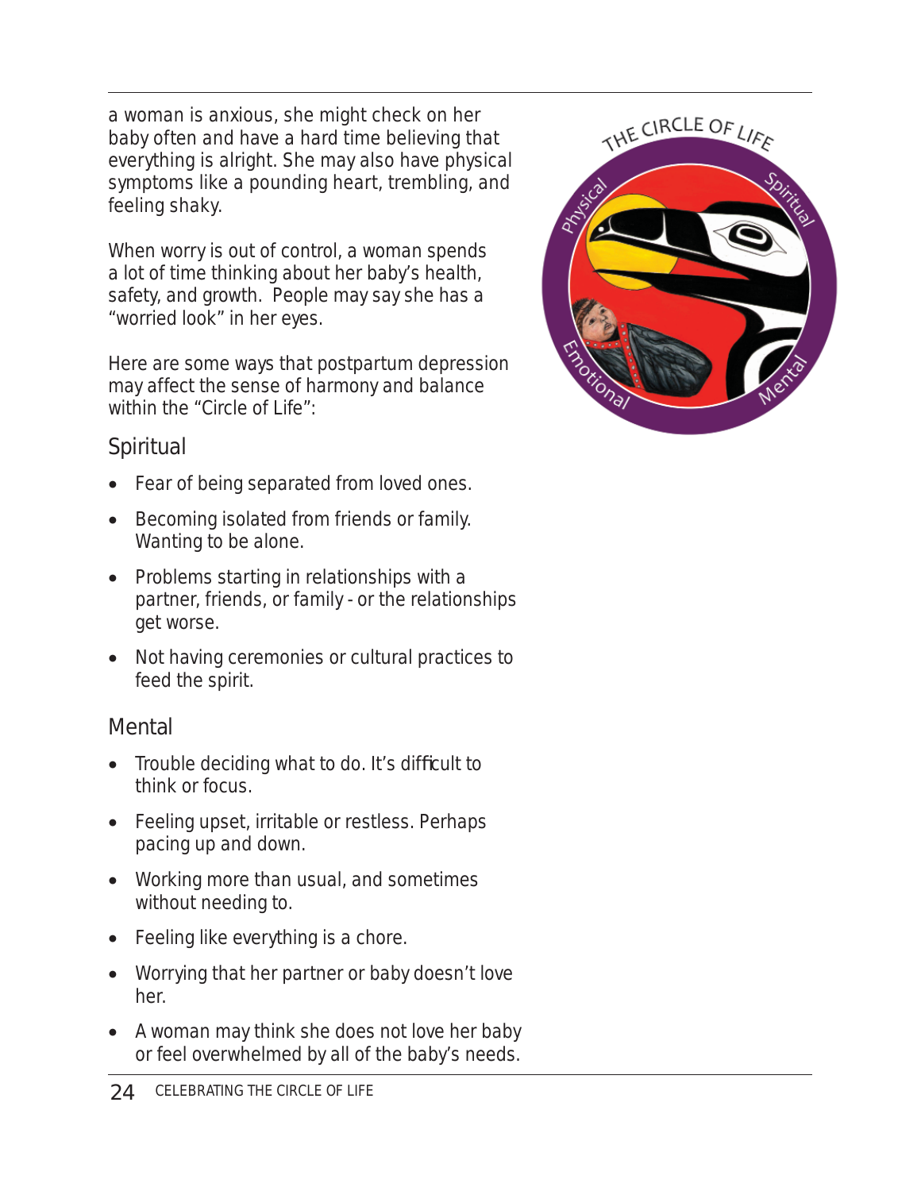a woman is anxious, she might check on her baby often and have a hard time believing that everything is alright. She may also have physical symptoms like a pounding heart, trembling, and feeling shaky.

When worry is out of control, a woman spends a lot of time thinking about her baby's health, safety, and growth. People may say she has a "worried look" in her eyes.

Here are some ways that postpartum depression may affect the sense of harmony and balance within the "Circle of Life":

## Spiritual

- Fear of being separated from loved ones.
- Becoming isolated from friends or family. Wanting to be alone.
- Problems starting in relationships with a partner, friends, or family - or the relationships get worse.
- Not having ceremonies or cultural practices to feed the spirit.

## Mental

- Trouble deciding what to do. It's difficult to think or focus.
- Feeling upset, irritable or restless. Perhaps pacing up and down.
- Working more than usual, and sometimes without needing to.
- Feeling like everything is a chore.
- Worrying that her partner or baby doesn't love her.
- A woman may think she does not love her baby or feel overwhelmed by all of the baby's needs.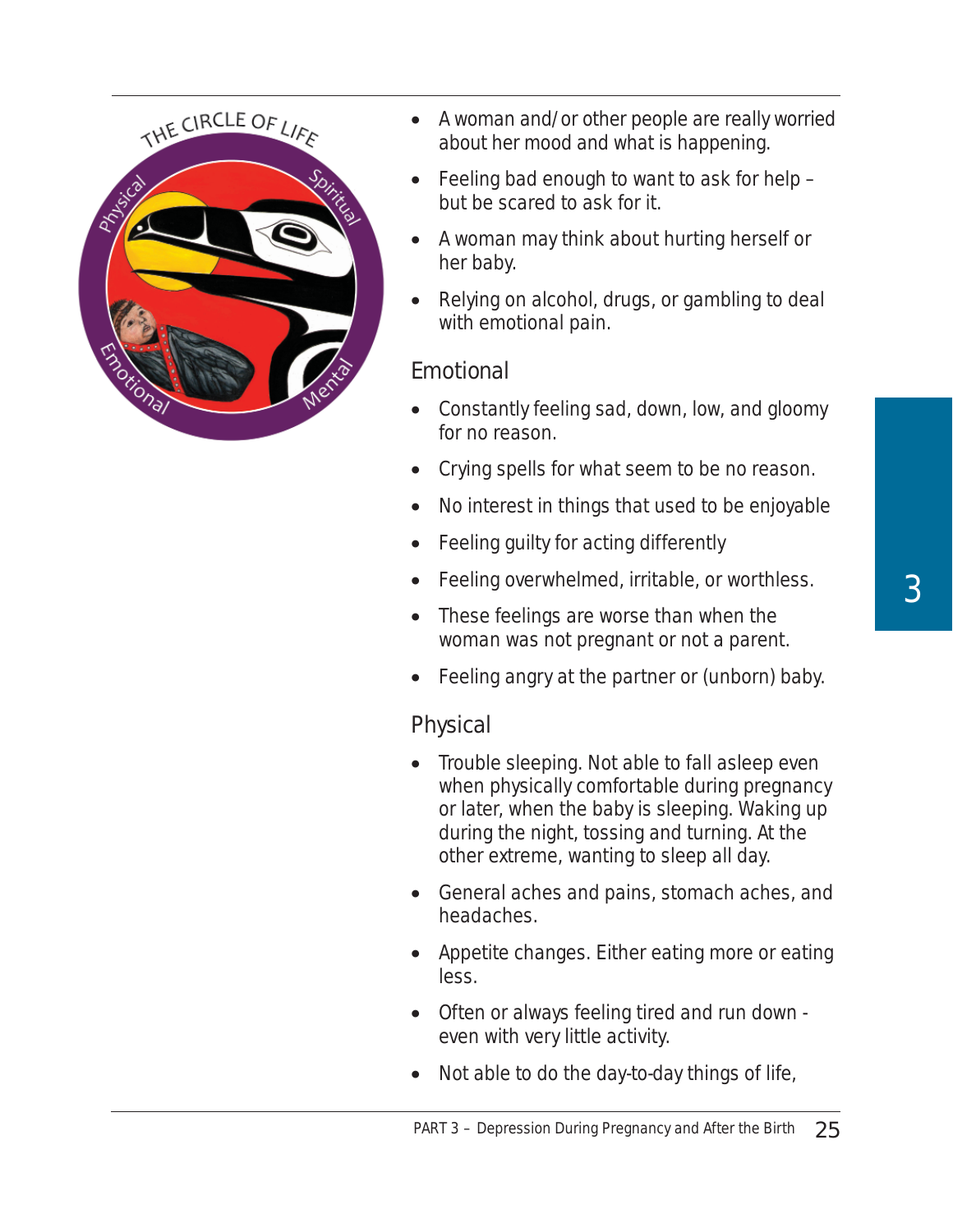- A woman and/or other people are really worried about her mood and what is happening.
- Feeling bad enough to want to ask for help – but be scared to ask for it.
- A woman may think about hurting herself or her baby.
- Relying on alcohol, drugs, or gambling to deal with emotional pain.

## Emotional

- Constantly feeling sad, down, low, and gloomy for no reason.
- Crying spells for what seem to be no reason.
- No interest in things that used to be enjoyable
- Feeling guilty for acting differently
- Feeling overwhelmed, irritable, or worthless.
- These feelings are worse than when the woman was not pregnant or not a parent.
- Feeling angry at the partner or (unborn) baby.

## Physical

- Trouble sleeping. Not able to fall asleep even when physically comfortable during pregnancy or later, when the baby is sleeping. Waking up during the night, tossing and turning. At the other extreme, wanting to sleep all day.
- General aches and pains, stomach aches, and headaches.
- Appetite changes. Either eating more or eating less.
- Often or always feeling tired and run down - even with very little activity.
- Not able to do the day-to-day things of life,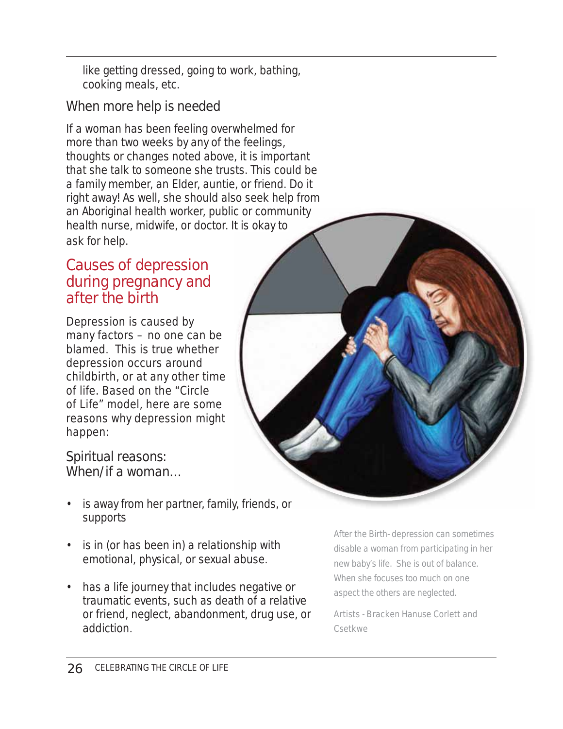like getting dressed, going to work, bathing, cooking meals, etc.

## When more help is needed

If a woman has been feeling overwhelmed for more than two weeks by any of the feelings, thoughts or changes noted above, it is important that she talk to someone she trusts. This could be a family member, an Elder, auntie, or friend. Do it right away! As well, she should also seek help from an Aboriginal health worker, public or community health nurse, midwife, or doctor. It is okay to ask for help.

## Causes of depression during pregnancy and after the birth

Depression is caused by many factors – no one can be blamed. This is true whether depression occurs around childbirth, or at any other time of life. Based on the "Circle of Life" model, here are some reasons why depression might happen:

### Spiritual reasons: When/if a woman…

- is away from her partner, family, friends, or supports
- is in (or has been in) a relationship with emotional, physical, or sexual abuse.
- has a life journey that includes negative or traumatic events, such as death of a relative or friend, neglect, abandonment, drug use, or addiction.

After the Birth- depression can sometimes disable a woman from participating in her new baby's life. She is out of balance. When she focuses too much on one aspect the others are neglected.

Artists - Bracken Hanuse Corlett and Csetkwe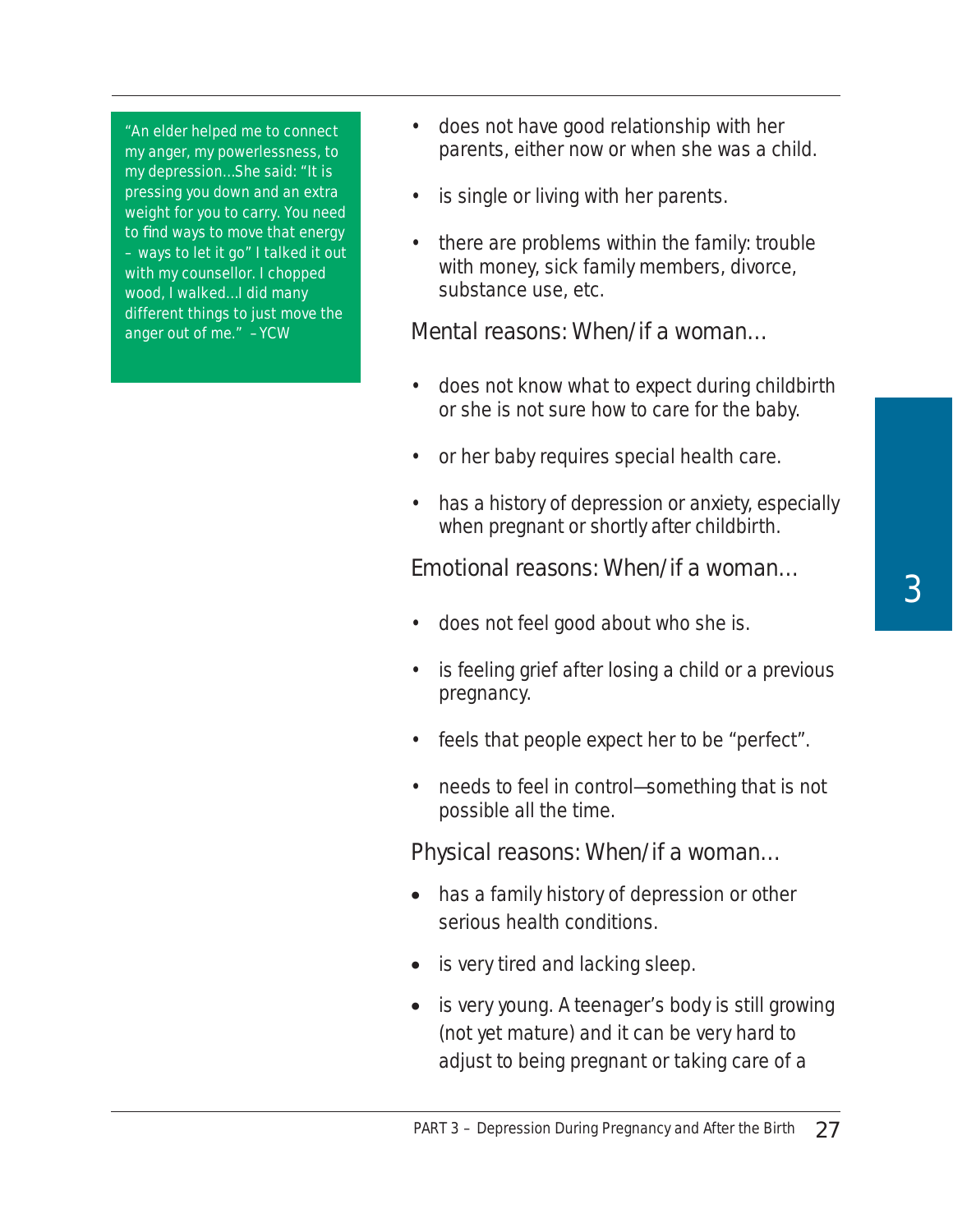"An elder helped me to connect my anger, my powerlessness, to my depression...She said: "It is pressing you down and an extra weight for you to carry. You need to find ways to move that energy – ways to let it go" I talked it out with my counsellor. I chopped wood, I walked...I did many different things to just move the anger out of me." – YCW

- does not have good relationship with her parents, either now or when she was a child.
- is single or living with her parents.
- there are problems within the family: trouble with money, sick family members, divorce, substance use, etc.

Mental reasons: When/if a woman…

- does not know what to expect during childbirth or she is not sure how to care for the baby.
- or her baby requires special health care.
- has a history of depression or anxiety, especially when pregnant or shortly after childbirth.

Emotional reasons: When/if a woman…

- does not feel good about who she is.
- is feeling grief after losing a child or a previous pregnancy.
- feels that people expect her to be "perfect".
- needs to feel in control—something that is not possible all the time.

Physical reasons: When/if a woman…

- has a family history of depression or other serious health conditions.
- is very tired and lacking sleep.
- is very young. A teenager's body is still growing (not yet mature) and it can be very hard to adjust to being pregnant or taking care of a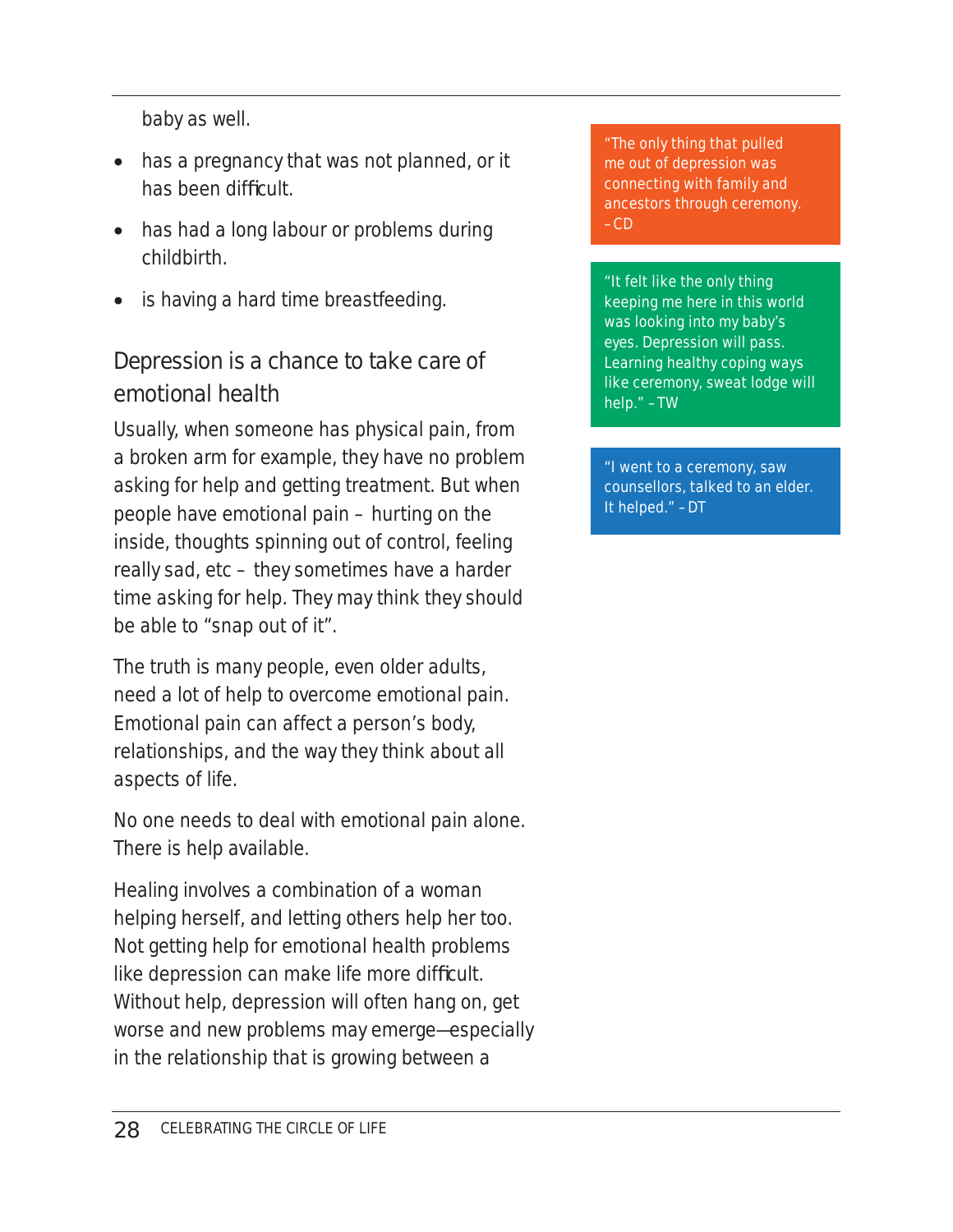baby as well.

- has a pregnancy that was not planned, or it has been difficult.
- has had a long labour or problems during childbirth.
- is having a hard time breastfeeding.

## Depression is a chance to take care of emotional health

Usually, when someone has physical pain, from a broken arm for example, they have no problem asking for help and getting treatment. But when people have emotional pain – hurting on the inside, thoughts spinning out of control, feeling really sad, etc – they sometimes have a harder time asking for help. They may think they should be able to "snap out of it".

The truth is many people, even older adults, need a lot of help to overcome emotional pain. Emotional pain can affect a person's body, relationships, and the way they think about all aspects of life.

No one needs to deal with emotional pain alone. There is help available.

Healing involves a combination of a woman helping herself, and letting others help her too. Not getting help for emotional health problems like depression can make life more difficult. Without help, depression will often hang on, get worse and new problems may emerge—especially in the relationship that is growing between a

> "The only thing that pulled me out of depression was connecting with family and ancestors through ceremony. – CD

> "It felt like the only thing keeping me here in this world was looking into my baby's eyes. Depression will pass. Learning healthy coping ways like ceremony, sweat lodge will help." – TW

> "I went to a ceremony, saw counsellors, talked to an elder. It helped." – DT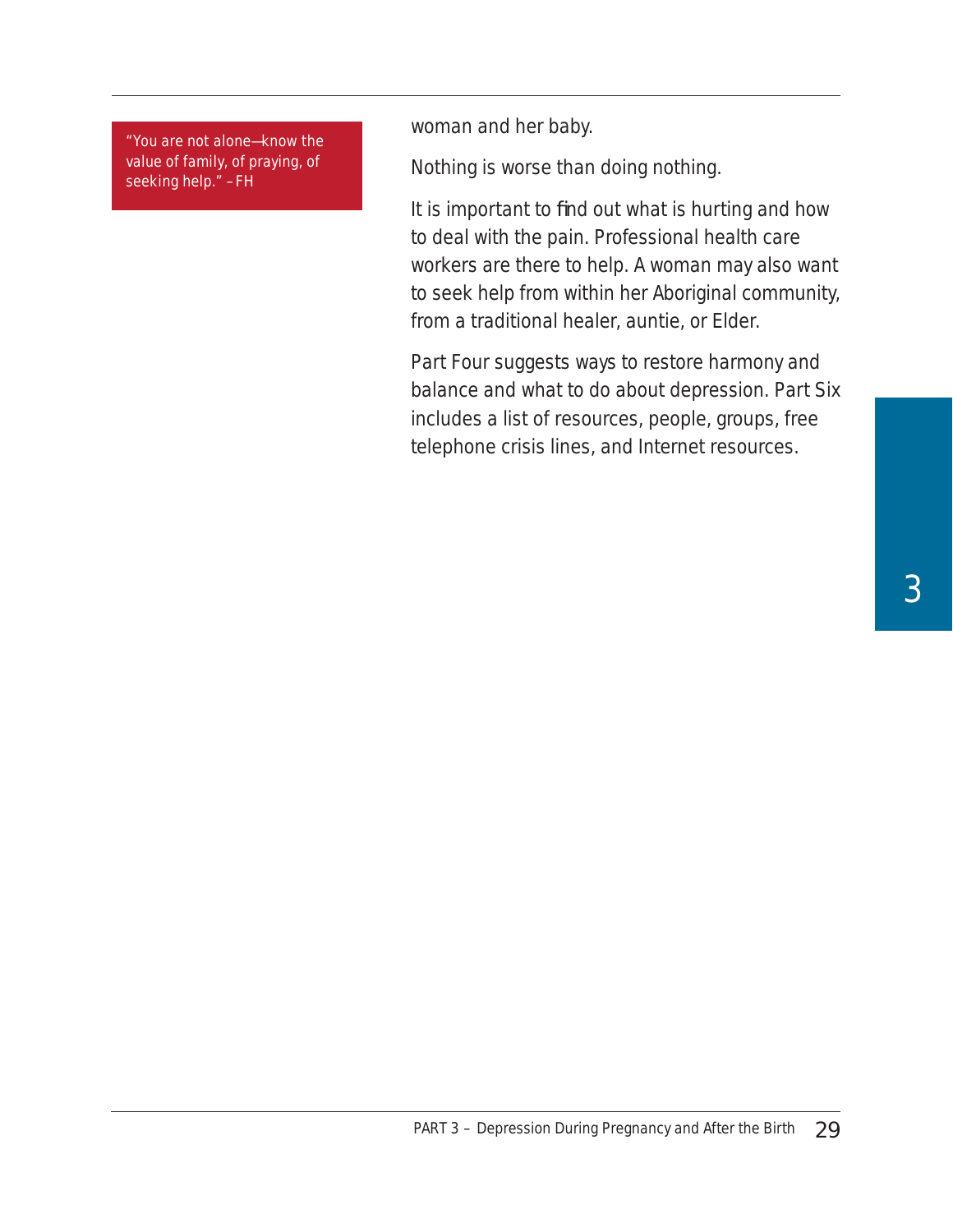> "You are not alone—know the value of family, of praying, of seeking help." – FH

woman and her baby.

Nothing is worse than doing nothing.

It is important to find out what is hurting and how to deal with the pain. Professional health care workers are there to help. A woman may also want to seek help from within her Aboriginal community, from a traditional healer, auntie, or Elder.

Part Four suggests ways to restore harmony and balance and what to do about depression. Part Six includes a list of resources, people, groups, free telephone crisis lines, and Internet resources.